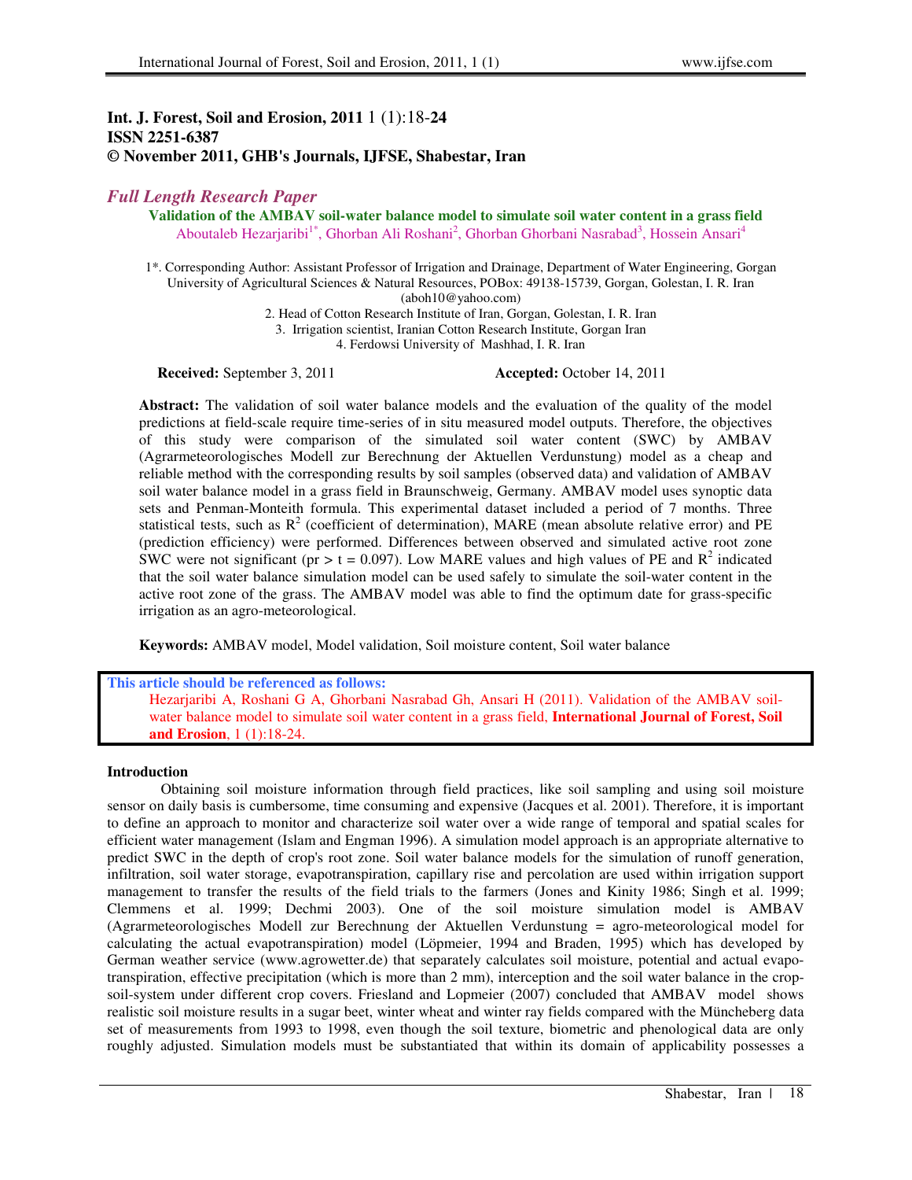**Int. J. Forest, Soil and Erosion, 2011** 1 (1):18-**24**
**ISSN 2251-6387**
**© November 2011, GHB's Journals, IJFSE, Shabestar, Iran**

*Full Length Research Paper*

# Validation of the AMBAV soil-water balance model to simulate soil water content in a grass field

Aboutaleb Hezarjaribi[1*], Ghorban Ali Roshani[2], Ghorban Ghorbani Nasrabad[3], Hossein Ansari[4]

1*. Corresponding Author: Assistant Professor of Irrigation and Drainage, Department of Water Engineering, Gorgan University of Agricultural Sciences & Natural Resources, POBox: 49138-15739, Gorgan, Golestan, I. R. Iran (aboh10@yahoo.com)
2. Head of Cotton Research Institute of Iran, Gorgan, Golestan, I. R. Iran
3. Irrigation scientist, Iranian Cotton Research Institute, Gorgan Iran
4. Ferdowsi University of Mashhad, I. R. Iran

**Received:** September 3, 2011 **Accepted:** October 14, 2011

**Abstract:** The validation of soil water balance models and the evaluation of the quality of the model predictions at field-scale require time-series of in situ measured model outputs. Therefore, the objectives of this study were comparison of the simulated soil water content (SWC) by AMBAV (Agrarmeteorologisches Modell zur Berechnung der Aktuellen Verdunstung) model as a cheap and reliable method with the corresponding results by soil samples (observed data) and validation of AMBAV soil water balance model in a grass field in Braunschweig, Germany. AMBAV model uses synoptic data sets and Penman-Monteith formula. This experimental dataset included a period of 7 months. Three statistical tests, such as $R^2$ (coefficient of determination), MARE (mean absolute relative error) and PE (prediction efficiency) were performed. Differences between observed and simulated active root zone SWC were not significant ($pr > t = 0.097$). Low MARE values and high values of PE and $R^2$ indicated that the soil water balance simulation model can be used safely to simulate the soil-water content in the active root zone of the grass. The AMBAV model was able to find the optimum date for grass-specific irrigation as an agro-meteorological.

**Keywords:** AMBAV model, Model validation, Soil moisture content, Soil water balance

**This article should be referenced as follows:**
Hezarjaribi A, Roshani G A, Ghorbani Nasrabad Gh, Ansari H (2011). Validation of the AMBAV soil-water balance model to simulate soil water content in a grass field, **International Journal of Forest, Soil and Erosion**, 1 (1):18-24.

## Introduction

Obtaining soil moisture information through field practices, like soil sampling and using soil moisture sensor on daily basis is cumbersome, time consuming and expensive (Jacques et al. 2001). Therefore, it is important to define an approach to monitor and characterize soil water over a wide range of temporal and spatial scales for efficient water management (Islam and Engman 1996). A simulation model approach is an appropriate alternative to predict SWC in the depth of crop's root zone. Soil water balance models for the simulation of runoff generation, infiltration, soil water storage, evapotranspiration, capillary rise and percolation are used within irrigation support management to transfer the results of the field trials to the farmers (Jones and Kinity 1986; Singh et al. 1999; Clemmens et al. 1999; Dechmi 2003). One of the soil moisture simulation model is AMBAV (Agrarmeteorologisches Modell zur Berechnung der Aktuellen Verdunstung = agro-meteorological model for calculating the actual evapotranspiration) model (Löpmeier, 1994 and Braden, 1995) which has developed by German weather service (www.agrowetter.de) that separately calculates soil moisture, potential and actual evapo-transpiration, effective precipitation (which is more than 2 mm), interception and the soil water balance in the crop-soil-system under different crop covers. Friesland and Lopmeier (2007) concluded that AMBAV model shows realistic soil moisture results in a sugar beet, winter wheat and winter ray fields compared with the Müncheberg data set of measurements from 1993 to 1998, even though the soil texture, biometric and phenological data are only roughly adjusted. Simulation models must be substantiated that within its domain of applicability possesses a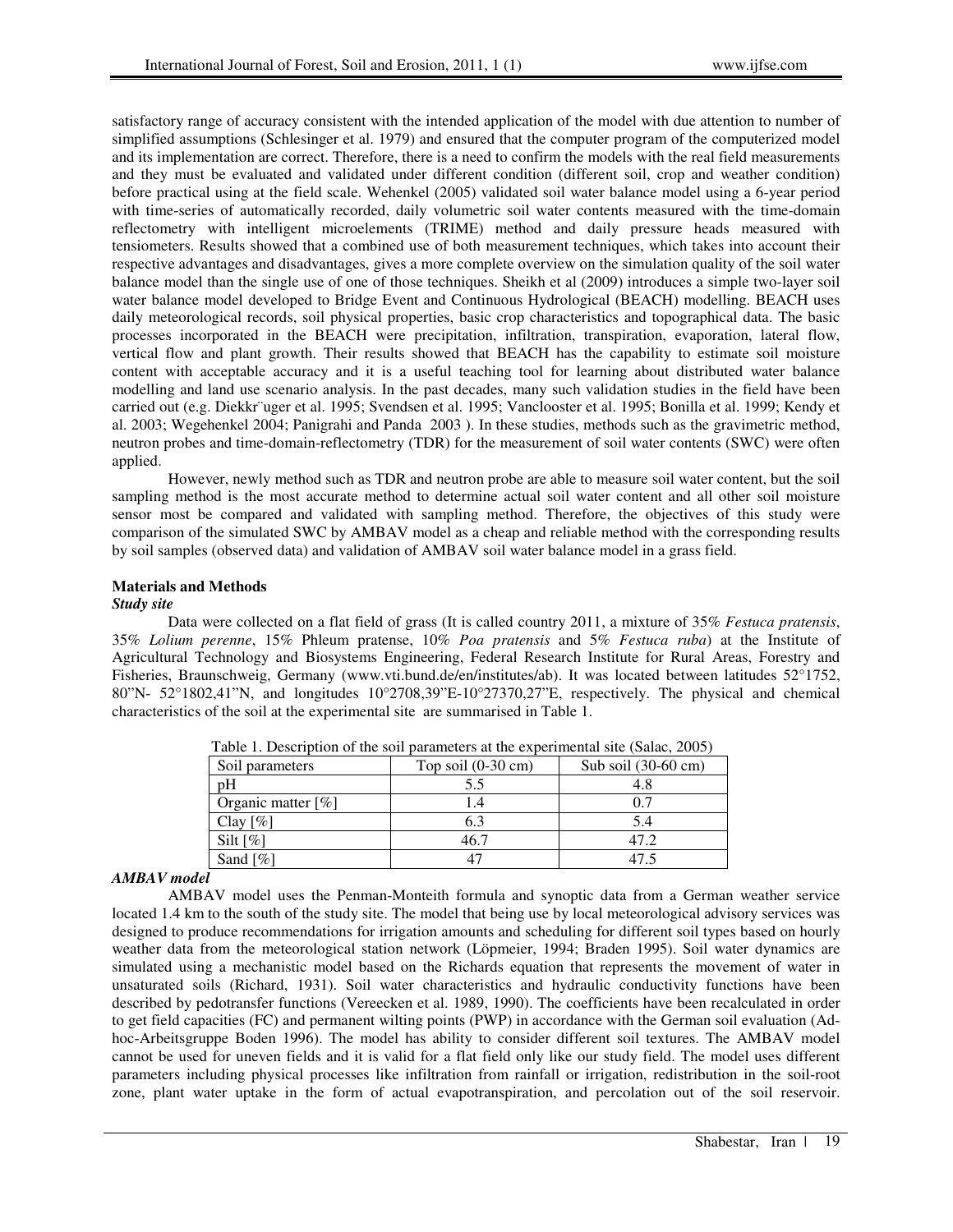satisfactory range of accuracy consistent with the intended application of the model with due attention to number of simplified assumptions (Schlesinger et al. 1979) and ensured that the computer program of the computerized model and its implementation are correct. Therefore, there is a need to confirm the models with the real field measurements and they must be evaluated and validated under different condition (different soil, crop and weather condition) before practical using at the field scale. Wehenkel (2005) validated soil water balance model using a 6-year period with time-series of automatically recorded, daily volumetric soil water contents measured with the time-domain reflectometry with intelligent microelements (TRIME) method and daily pressure heads measured with tensiometers. Results showed that a combined use of both measurement techniques, which takes into account their respective advantages and disadvantages, gives a more complete overview on the simulation quality of the soil water balance model than the single use of one of those techniques. Sheikh et al (2009) introduces a simple two-layer soil water balance model developed to Bridge Event and Continuous Hydrological (BEACH) modelling. BEACH uses daily meteorological records, soil physical properties, basic crop characteristics and topographical data. The basic processes incorporated in the BEACH were precipitation, infiltration, transpiration, evaporation, lateral flow, vertical flow and plant growth. Their results showed that BEACH has the capability to estimate soil moisture content with acceptable accuracy and it is a useful teaching tool for learning about distributed water balance modelling and land use scenario analysis. In the past decades, many such validation studies in the field have been carried out (e.g. Diekkr¨uger et al. 1995; Svendsen et al. 1995; Vanclooster et al. 1995; Bonilla et al. 1999; Kendy et al. 2003; Wegehenkel 2004; Panigrahi and Panda 2003 ). In these studies, methods such as the gravimetric method, neutron probes and time-domain-reflectometry (TDR) for the measurement of soil water contents (SWC) were often applied.

However, newly method such as TDR and neutron probe are able to measure soil water content, but the soil sampling method is the most accurate method to determine actual soil water content and all other soil moisture sensor most be compared and validated with sampling method. Therefore, the objectives of this study were comparison of the simulated SWC by AMBAV model as a cheap and reliable method with the corresponding results by soil samples (observed data) and validation of AMBAV soil water balance model in a grass field.

## Materials and Methods

### *Study site*

Data were collected on a flat field of grass (It is called country 2011, a mixture of 35% *Festuca pratensis*, 35% *Lolium perenne*, 15% Phleum pratense, 10% *Poa pratensis* and 5% *Festuca ruba*) at the Institute of Agricultural Technology and Biosystems Engineering, Federal Research Institute for Rural Areas, Forestry and Fisheries, Braunschweig, Germany (www.vti.bund.de/en/institutes/ab). It was located between latitudes 52°1752, 80"N- 52°1802,41"N, and longitudes 10°2708,39"E-10°27370,27"E, respectively. The physical and chemical characteristics of the soil at the experimental site are summarised in Table 1.

Table 1. Description of the soil parameters at the experimental site (Salac, 2005)

| Soil parameters | Top soil (0-30 cm) | Sub soil (30-60 cm) |
|---|---|---|
| pH | 5.5 | 4.8 |
| Organic matter [%] | 1.4 | 0.7 |
| Clay [%] | 6.3 | 5.4 |
| Silt [%] | 46.7 | 47.2 |
| Sand [%] | 47 | 47.5 |

### *AMBAV model*

AMBAV model uses the Penman-Monteith formula and synoptic data from a German weather service located 1.4 km to the south of the study site. The model that being use by local meteorological advisory services was designed to produce recommendations for irrigation amounts and scheduling for different soil types based on hourly weather data from the meteorological station network (Löpmeier, 1994; Braden 1995). Soil water dynamics are simulated using a mechanistic model based on the Richards equation that represents the movement of water in unsaturated soils (Richard, 1931). Soil water characteristics and hydraulic conductivity functions have been described by pedotransfer functions (Vereecken et al. 1989, 1990). The coefficients have been recalculated in order to get field capacities (FC) and permanent wilting points (PWP) in accordance with the German soil evaluation (Ad-hoc-Arbeitsgruppe Boden 1996). The model has ability to consider different soil textures. The AMBAV model cannot be used for uneven fields and it is valid for a flat field only like our study field. The model uses different parameters including physical processes like infiltration from rainfall or irrigation, redistribution in the soil-root zone, plant water uptake in the form of actual evapotranspiration, and percolation out of the soil reservoir.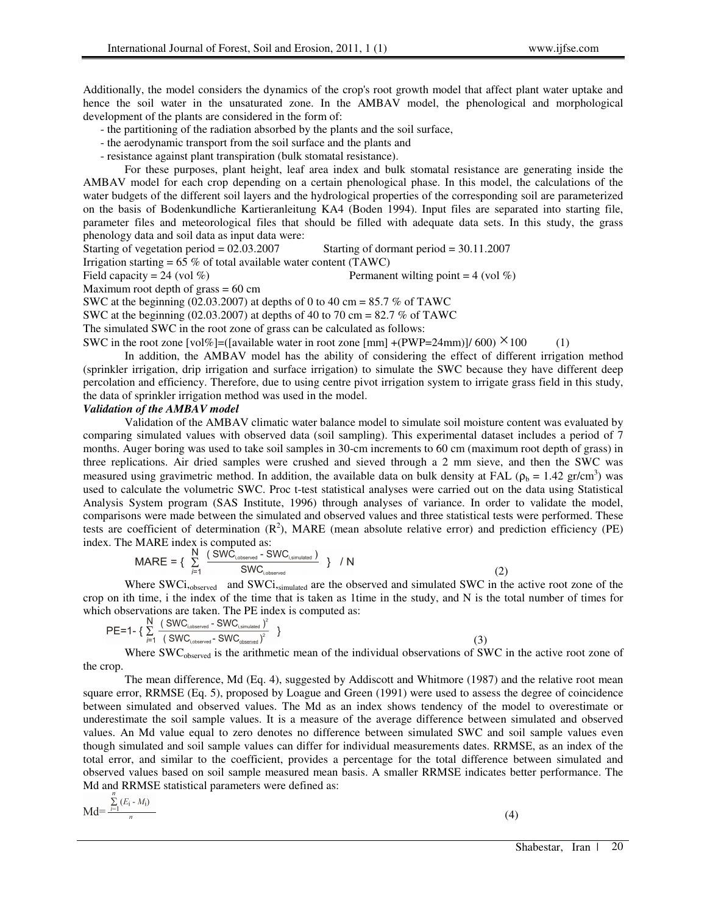Additionally, the model considers the dynamics of the crop's root growth model that affect plant water uptake and hence the soil water in the unsaturated zone. In the AMBAV model, the phenological and morphological development of the plants are considered in the form of:

- the partitioning of the radiation absorbed by the plants and the soil surface,
- the aerodynamic transport from the soil surface and the plants and
- resistance against plant transpiration (bulk stomatal resistance).

For these purposes, plant height, leaf area index and bulk stomatal resistance are generating inside the AMBAV model for each crop depending on a certain phenological phase. In this model, the calculations of the water budgets of the different soil layers and the hydrological properties of the corresponding soil are parameterized on the basis of Bodenkundliche Kartieranleitung KA4 (Boden 1994). Input files are separated into starting file, parameter files and meteorological files that should be filled with adequate data sets. In this study, the grass phenology data and soil data as input data were:

Starting of vegetation period = 02.03.2007 Starting of dormant period = 30.11.2007

Irrigation starting = 65 % of total available water content (TAWC)

Field capacity = 24 (vol %) Permanent wilting point = 4 (vol %)

Maximum root depth of grass = 60 cm

SWC at the beginning (02.03.2007) at depths of 0 to 40 cm = 85.7 % of TAWC

SWC at the beginning (02.03.2007) at depths of 40 to 70 cm = 82.7 % of TAWC

The simulated SWC in the root zone of grass can be calculated as follows:

SWC in the root zone [vol%]=([available water in root zone [mm] +(PWP=24mm)]/ 600) × 100 (1)

In addition, the AMBAV model has the ability of considering the effect of different irrigation method (sprinkler irrigation, drip irrigation and surface irrigation) to simulate the SWC because they have different deep percolation and efficiency. Therefore, due to using centre pivot irrigation system to irrigate grass field in this study, the data of sprinkler irrigation method was used in the model.

***Validation of the AMBAV model***

Validation of the AMBAV climatic water balance model to simulate soil moisture content was evaluated by comparing simulated values with observed data (soil sampling). This experimental dataset includes a period of 7 months. Auger boring was used to take soil samples in 30-cm increments to 60 cm (maximum root depth of grass) in three replications. Air dried samples were crushed and sieved through a 2 mm sieve, and then the SWC was measured using gravimetric method. In addition, the available data on bulk density at FAL ($\rho_b$ = 1.42 gr/cm$^3$) was used to calculate the volumetric SWC. Proc t-test statistical analyses were carried out on the data using Statistical Analysis System program (SAS Institute, 1996) through analyses of variance. In order to validate the model, comparisons were made between the simulated and observed values and three statistical tests were performed. These tests are coefficient of determination ($R^2$), MARE (mean absolute relative error) and prediction efficiency (PE) index. The MARE index is computed as:

$$\text{MARE} = \left\{ \sum_{i=1}^{N} \frac{(SWC_{i,observed} - SWC_{i,simulated})}{SWC_{i,observed}} \right\} / N \tag{2}$$

Where $SWC_{i,observed}$ and $SWC_{i,simulated}$ are the observed and simulated SWC in the active root zone of the crop on ith time, i the index of the time that is taken as 1time in the study, and N is the total number of times for which observations are taken. The PE index is computed as:

$$PE = 1 - \left\{ \sum_{i=1}^{N} \frac{(SWC_{i,observed} - SWC_{i,simulated})^2}{(SWC_{i,observed} - \overline{SWC_{observed}})^2} \right\} \tag{3}$$

Where $\overline{SWC_{observed}}$ is the arithmetic mean of the individual observations of SWC in the active root zone of the crop.

The mean difference, Md (Eq. 4), suggested by Addiscott and Whitmore (1987) and the relative root mean square error, RRMSE (Eq. 5), proposed by Loague and Green (1991) were used to assess the degree of coincidence between simulated and observed values. The Md as an index shows tendency of the model to overestimate or underestimate the soil sample values. It is a measure of the average difference between simulated and observed values. An Md value equal to zero denotes no difference between simulated SWC and soil sample values even though simulated and soil sample values can differ for individual measurements dates. RRMSE, as an index of the total error, and similar to the coefficient, provides a percentage for the total difference between simulated and observed values based on soil sample measured mean basis. A smaller RRMSE indicates better performance. The Md and RRMSE statistical parameters were defined as:

$$Md = \frac{\sum_{i=1}^{n} (E_i - M_i)}{n} \tag{4}$$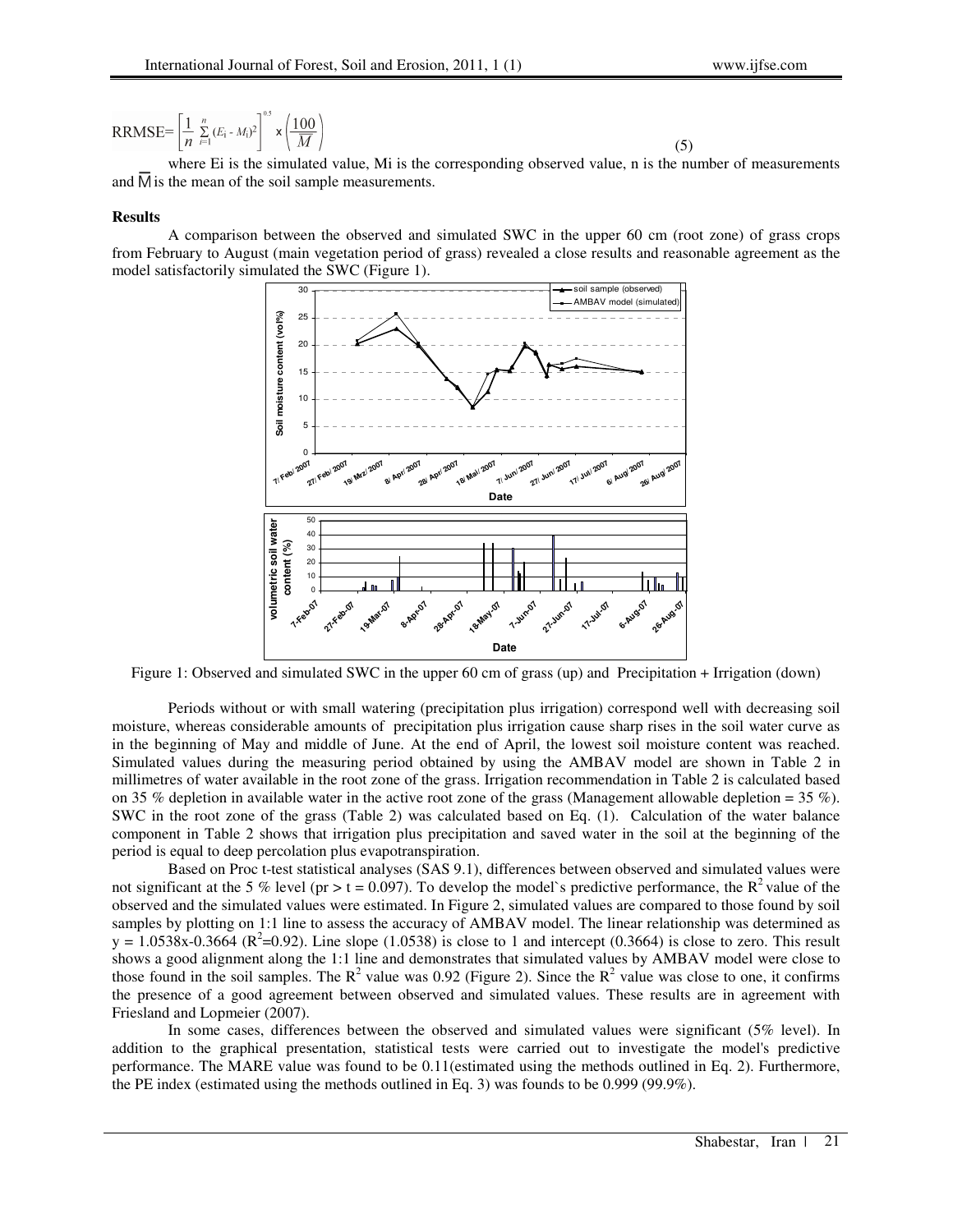$$\text{RRMSE} = \left[\frac{1}{n}\sum_{i=1}^{n}(E_i - M_i)^2\right]^{0.5} \times \left(\frac{100}{\overline{M}}\right) \quad (5)$$

where Ei is the simulated value, Mi is the corresponding observed value, n is the number of measurements and $\overline{M}$ is the mean of the soil sample measurements.

**Results**

A comparison between the observed and simulated SWC in the upper 60 cm (root zone) of grass crops from February to August (main vegetation period of grass) revealed a close results and reasonable agreement as the model satisfactorily simulated the SWC (Figure 1).

Figure 1: Observed and simulated SWC in the upper 60 cm of grass (up) and Precipitation + Irrigation (down)

Periods without or with small watering (precipitation plus irrigation) correspond well with decreasing soil moisture, whereas considerable amounts of precipitation plus irrigation cause sharp rises in the soil water curve as in the beginning of May and middle of June. At the end of April, the lowest soil moisture content was reached. Simulated values during the measuring period obtained by using the AMBAV model are shown in Table 2 in millimetres of water available in the root zone of the grass. Irrigation recommendation in Table 2 is calculated based on 35 % depletion in available water in the active root zone of the grass (Management allowable depletion = 35 %). SWC in the root zone of the grass (Table 2) was calculated based on Eq. (1). Calculation of the water balance component in Table 2 shows that irrigation plus precipitation and saved water in the soil at the beginning of the period is equal to deep percolation plus evapotranspiration.

Based on Proc t-test statistical analyses (SAS 9.1), differences between observed and simulated values were not significant at the 5 % level (pr > t = 0.097). To develop the model`s predictive performance, the $R^2$ value of the observed and the simulated values were estimated. In Figure 2, simulated values are compared to those found by soil samples by plotting on 1:1 line to assess the accuracy of AMBAV model. The linear relationship was determined as $y = 1.0538x - 0.3664$ ($R^2$=0.92). Line slope (1.0538) is close to 1 and intercept (0.3664) is close to zero. This result shows a good alignment along the 1:1 line and demonstrates that simulated values by AMBAV model were close to those found in the soil samples. The $R^2$ value was 0.92 (Figure 2). Since the $R^2$ value was close to one, it confirms the presence of a good agreement between observed and simulated values. These results are in agreement with Friesland and Lopmeier (2007).

In some cases, differences between the observed and simulated values were significant (5% level). In addition to the graphical presentation, statistical tests were carried out to investigate the model's predictive performance. The MARE value was found to be 0.11(estimated using the methods outlined in Eq. 2). Furthermore, the PE index (estimated using the methods outlined in Eq. 3) was founds to be 0.999 (99.9%).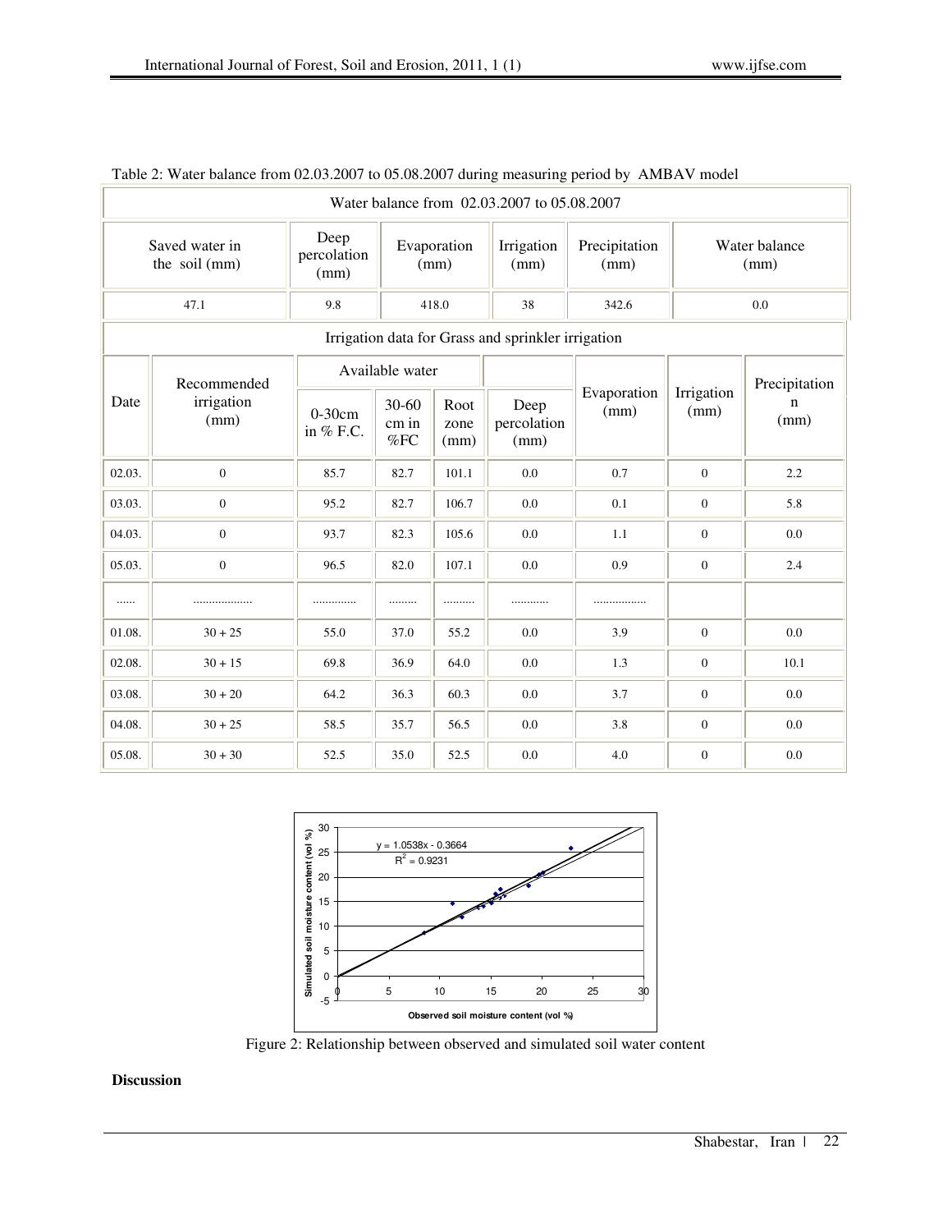Table 2: Water balance from 02.03.2007 to 05.08.2007 during measuring period by AMBAV model

| Water balance from 02.03.2007 to 05.08.2007 | | | | | |
|---|---|---|---|---|---|
| Saved water in the soil (mm) | Deep percolation (mm) | Evaporation (mm) | Irrigation (mm) | Precipitation (mm) | Water balance (mm) |
| 47.1 | 9.8 | 418.0 | 38 | 342.6 | 0.0 |

| Irrigation data for Grass and sprinkler irrigation | | | | | | | | |
|---|---|---|---|---|---|---|---|---|
| Date | Recommended irrigation (mm) | Available water | | | Deep percolation (mm) | Evaporation (mm) | Irrigation (mm) | Precipitation (mm) |
| | | 0-30cm in % F.C. | 30-60 cm in %FC | Root zone (mm) | | | | |
| 02.03. | 0 | 85.7 | 82.7 | 101.1 | 0.0 | 0.7 | 0 | 2.2 |
| 03.03. | 0 | 95.2 | 82.7 | 106.7 | 0.0 | 0.1 | 0 | 5.8 |
| 04.03. | 0 | 93.7 | 82.3 | 105.6 | 0.0 | 1.1 | 0 | 0.0 |
| 05.03. | 0 | 96.5 | 82.0 | 107.1 | 0.0 | 0.9 | 0 | 2.4 |
| ...... | .................. | ............. | ......... | .......... | ........... | ................ | | |
| 01.08. | 30 + 25 | 55.0 | 37.0 | 55.2 | 0.0 | 3.9 | 0 | 0.0 |
| 02.08. | 30 + 15 | 69.8 | 36.9 | 64.0 | 0.0 | 1.3 | 0 | 10.1 |
| 03.08. | 30 + 20 | 64.2 | 36.3 | 60.3 | 0.0 | 3.7 | 0 | 0.0 |
| 04.08. | 30 + 25 | 58.5 | 35.7 | 56.5 | 0.0 | 3.8 | 0 | 0.0 |
| 05.08. | 30 + 30 | 52.5 | 35.0 | 52.5 | 0.0 | 4.0 | 0 | 0.0 |

Figure 2: Relationship between observed and simulated soil water content

**Discussion**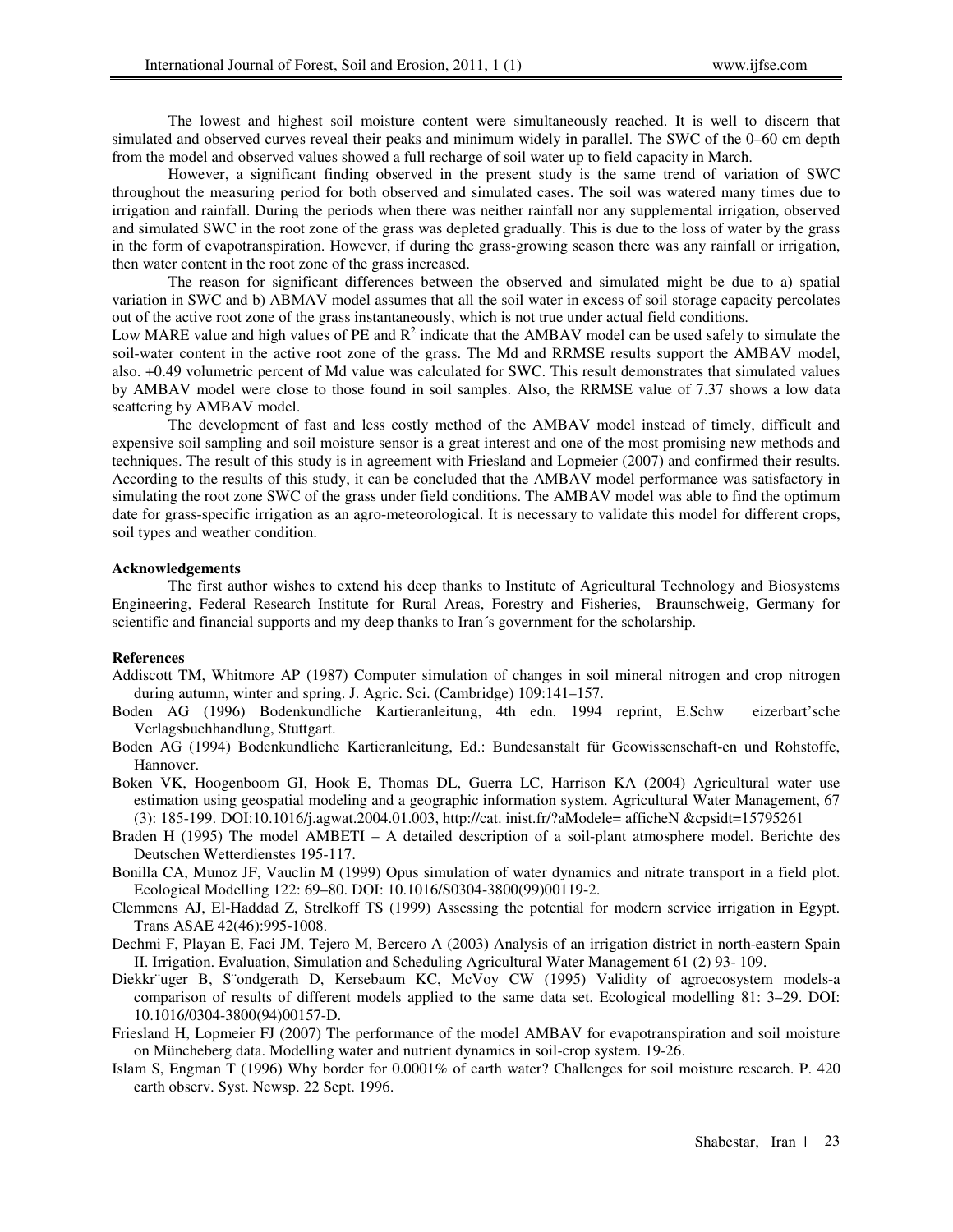The lowest and highest soil moisture content were simultaneously reached. It is well to discern that simulated and observed curves reveal their peaks and minimum widely in parallel. The SWC of the 0–60 cm depth from the model and observed values showed a full recharge of soil water up to field capacity in March.

However, a significant finding observed in the present study is the same trend of variation of SWC throughout the measuring period for both observed and simulated cases. The soil was watered many times due to irrigation and rainfall. During the periods when there was neither rainfall nor any supplemental irrigation, observed and simulated SWC in the root zone of the grass was depleted gradually. This is due to the loss of water by the grass in the form of evapotranspiration. However, if during the grass-growing season there was any rainfall or irrigation, then water content in the root zone of the grass increased.

The reason for significant differences between the observed and simulated might be due to a) spatial variation in SWC and b) ABMAV model assumes that all the soil water in excess of soil storage capacity percolates out of the active root zone of the grass instantaneously, which is not true under actual field conditions.

Low MARE value and high values of PE and $R^2$ indicate that the AMBAV model can be used safely to simulate the soil-water content in the active root zone of the grass. The Md and RRMSE results support the AMBAV model, also. +0.49 volumetric percent of Md value was calculated for SWC. This result demonstrates that simulated values by AMBAV model were close to those found in soil samples. Also, the RRMSE value of 7.37 shows a low data scattering by AMBAV model.

The development of fast and less costly method of the AMBAV model instead of timely, difficult and expensive soil sampling and soil moisture sensor is a great interest and one of the most promising new methods and techniques. The result of this study is in agreement with Friesland and Lopmeier (2007) and confirmed their results. According to the results of this study, it can be concluded that the AMBAV model performance was satisfactory in simulating the root zone SWC of the grass under field conditions. The AMBAV model was able to find the optimum date for grass-specific irrigation as an agro-meteorological. It is necessary to validate this model for different crops, soil types and weather condition.

**Acknowledgements**

The first author wishes to extend his deep thanks to Institute of Agricultural Technology and Biosystems Engineering, Federal Research Institute for Rural Areas, Forestry and Fisheries, Braunschweig, Germany for scientific and financial supports and my deep thanks to Iran´s government for the scholarship.

**References**

Addiscott TM, Whitmore AP (1987) Computer simulation of changes in soil mineral nitrogen and crop nitrogen during autumn, winter and spring. J. Agric. Sci. (Cambridge) 109:141–157.

Boden AG (1996) Bodenkundliche Kartieranleitung, 4th edn. 1994 reprint, E.Schw eizerbart'sche Verlagsbuchhandlung, Stuttgart.

Boden AG (1994) Bodenkundliche Kartieranleitung, Ed.: Bundesanstalt für Geowissenschaft-en und Rohstoffe, Hannover.

Boken VK, Hoogenboom GI, Hook E, Thomas DL, Guerra LC, Harrison KA (2004) Agricultural water use estimation using geospatial modeling and a geographic information system. Agricultural Water Management, 67 (3): 185-199. DOI:10.1016/j.agwat.2004.01.003, http://cat. inist.fr/?aModele= afficheN &cpsidt=15795261

Braden H (1995) The model AMBETI – A detailed description of a soil-plant atmosphere model. Berichte des Deutschen Wetterdienstes 195-117.

Bonilla CA, Munoz JF, Vauclin M (1999) Opus simulation of water dynamics and nitrate transport in a field plot. Ecological Modelling 122: 69–80. DOI: 10.1016/S0304-3800(99)00119-2.

Clemmens AJ, El-Haddad Z, Strelkoff TS (1999) Assessing the potential for modern service irrigation in Egypt. Trans ASAE 42(46):995-1008.

Dechmi F, Playan E, Faci JM, Tejero M, Bercero A (2003) Analysis of an irrigation district in north-eastern Spain II. Irrigation. Evaluation, Simulation and Scheduling Agricultural Water Management 61 (2) 93- 109.

Diekkr¨uger B, S¨ondgerath D, Kersebaum KC, McVoy CW (1995) Validity of agroecosystem models-a comparison of results of different models applied to the same data set. Ecological modelling 81: 3–29. DOI: 10.1016/0304-3800(94)00157-D.

Friesland H, Lopmeier FJ (2007) The performance of the model AMBAV for evapotranspiration and soil moisture on Müncheberg data. Modelling water and nutrient dynamics in soil-crop system. 19-26.

Islam S, Engman T (1996) Why border for 0.0001% of earth water? Challenges for soil moisture research. P. 420 earth observ. Syst. Newsp. 22 Sept. 1996.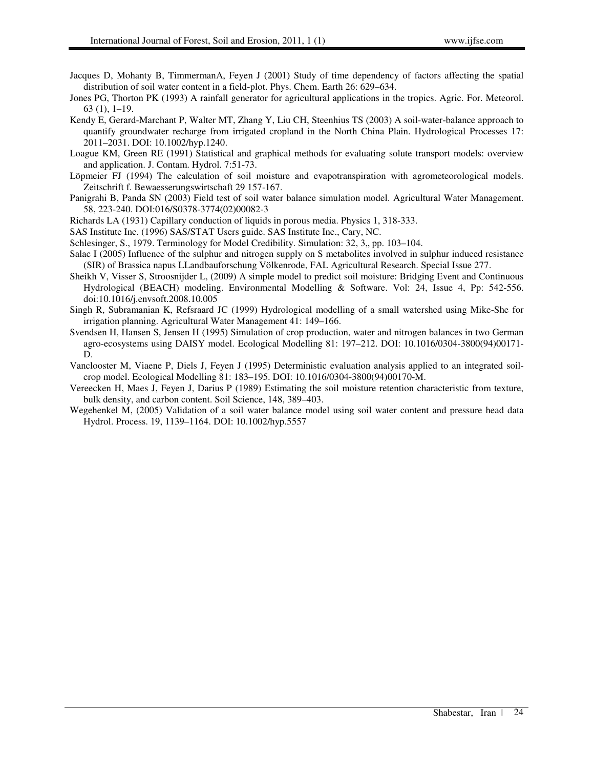Jacques D, Mohanty B, TimmermanA, Feyen J (2001) Study of time dependency of factors affecting the spatial distribution of soil water content in a field-plot. Phys. Chem. Earth 26: 629–634.

Jones PG, Thorton PK (1993) A rainfall generator for agricultural applications in the tropics. Agric. For. Meteorol. 63 (1), 1–19.

Kendy E, Gerard-Marchant P, Walter MT, Zhang Y, Liu CH, Steenhius TS (2003) A soil-water-balance approach to quantify groundwater recharge from irrigated cropland in the North China Plain. Hydrological Processes 17: 2011–2031. DOI: 10.1002/hyp.1240.

Loague KM, Green RE (1991) Statistical and graphical methods for evaluating solute transport models: overview and application. J. Contam. Hydrol. 7:51-73.

Löpmeier FJ (1994) The calculation of soil moisture and evapotranspiration with agrometeorological models. Zeitschrift f. Bewaesserungswirtschaft 29 157-167.

Panigrahi B, Panda SN (2003) Field test of soil water balance simulation model. Agricultural Water Management. 58, 223-240. DOI:016/S0378-3774(02)00082-3

Richards LA (1931) Capillary conduction of liquids in porous media. Physics 1, 318-333.

SAS Institute Inc. (1996) SAS/STAT Users guide. SAS Institute Inc., Cary, NC.

Schlesinger, S., 1979. Terminology for Model Credibility. Simulation: 32, 3,, pp. 103–104.

Salac I (2005) Influence of the sulphur and nitrogen supply on S metabolites involved in sulphur induced resistance (SIR) of Brassica napus LLandbauforschung Völkenrode, FAL Agricultural Research. Special Issue 277.

Sheikh V, Visser S, Stroosnijder L, (2009) A simple model to predict soil moisture: Bridging Event and Continuous Hydrological (BEACH) modeling. Environmental Modelling & Software. Vol: 24, Issue 4, Pp: 542-556. doi:10.1016/j.envsoft.2008.10.005

Singh R, Subramanian K, Refsraard JC (1999) Hydrological modelling of a small watershed using Mike-She for irrigation planning. Agricultural Water Management 41: 149–166.

Svendsen H, Hansen S, Jensen H (1995) Simulation of crop production, water and nitrogen balances in two German agro-ecosystems using DAISY model. Ecological Modelling 81: 197–212. DOI: 10.1016/0304-3800(94)00171-D.

Vanclooster M, Viaene P, Diels J, Feyen J (1995) Deterministic evaluation analysis applied to an integrated soil-crop model. Ecological Modelling 81: 183–195. DOI: 10.1016/0304-3800(94)00170-M.

Vereecken H, Maes J, Feyen J, Darius P (1989) Estimating the soil moisture retention characteristic from texture, bulk density, and carbon content. Soil Science, 148, 389–403.

Wegehenkel M, (2005) Validation of a soil water balance model using soil water content and pressure head data Hydrol. Process. 19, 1139–1164. DOI: 10.1002/hyp.5557